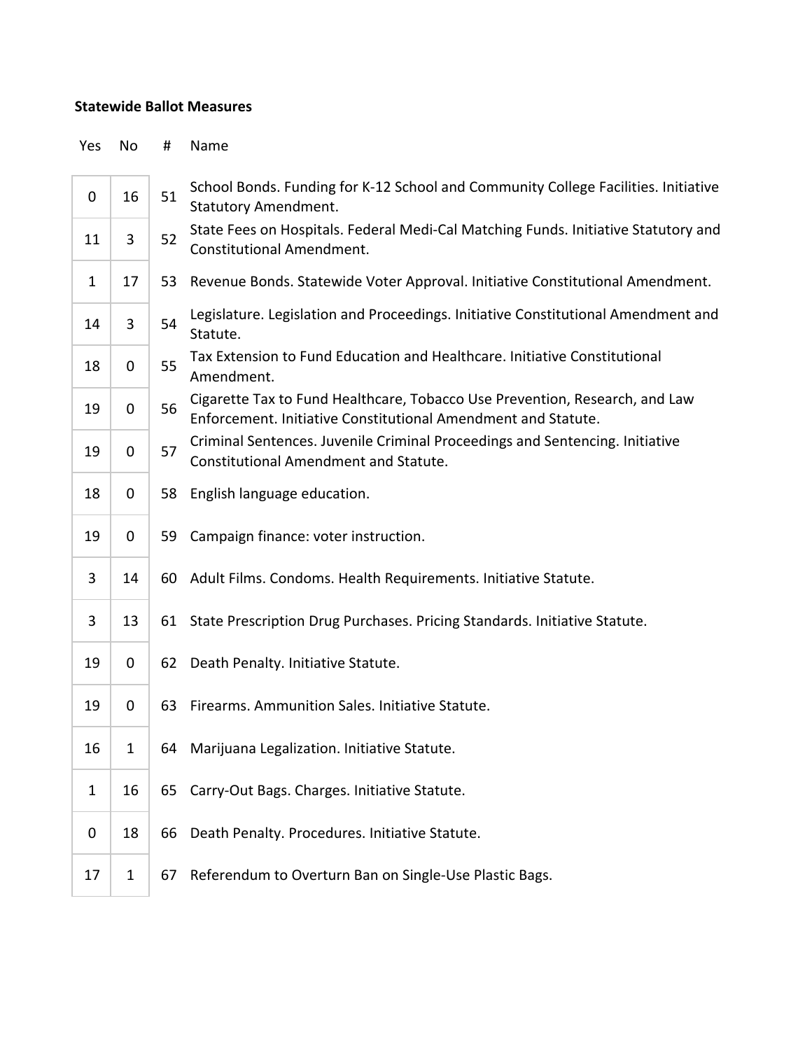**Statewide Ballot Measures**

| Yes | No | # | Name |
|---|---|---|---|
| 0 | 16 | 51 | School Bonds. Funding for K-12 School and Community College Facilities. Initiative Statutory Amendment. |
| 11 | 3 | 52 | State Fees on Hospitals. Federal Medi-Cal Matching Funds. Initiative Statutory and Constitutional Amendment. |
| 1 | 17 | 53 | Revenue Bonds. Statewide Voter Approval. Initiative Constitutional Amendment. |
| 14 | 3 | 54 | Legislature. Legislation and Proceedings. Initiative Constitutional Amendment and Statute. |
| 18 | 0 | 55 | Tax Extension to Fund Education and Healthcare. Initiative Constitutional Amendment. |
| 19 | 0 | 56 | Cigarette Tax to Fund Healthcare, Tobacco Use Prevention, Research, and Law Enforcement. Initiative Constitutional Amendment and Statute. |
| 19 | 0 | 57 | Criminal Sentences. Juvenile Criminal Proceedings and Sentencing. Initiative Constitutional Amendment and Statute. |
| 18 | 0 | 58 | English language education. |
| 19 | 0 | 59 | Campaign finance: voter instruction. |
| 3 | 14 | 60 | Adult Films. Condoms. Health Requirements. Initiative Statute. |
| 3 | 13 | 61 | State Prescription Drug Purchases. Pricing Standards. Initiative Statute. |
| 19 | 0 | 62 | Death Penalty. Initiative Statute. |
| 19 | 0 | 63 | Firearms. Ammunition Sales. Initiative Statute. |
| 16 | 1 | 64 | Marijuana Legalization. Initiative Statute. |
| 1 | 16 | 65 | Carry-Out Bags. Charges. Initiative Statute. |
| 0 | 18 | 66 | Death Penalty. Procedures. Initiative Statute. |
| 17 | 1 | 67 | Referendum to Overturn Ban on Single-Use Plastic Bags. |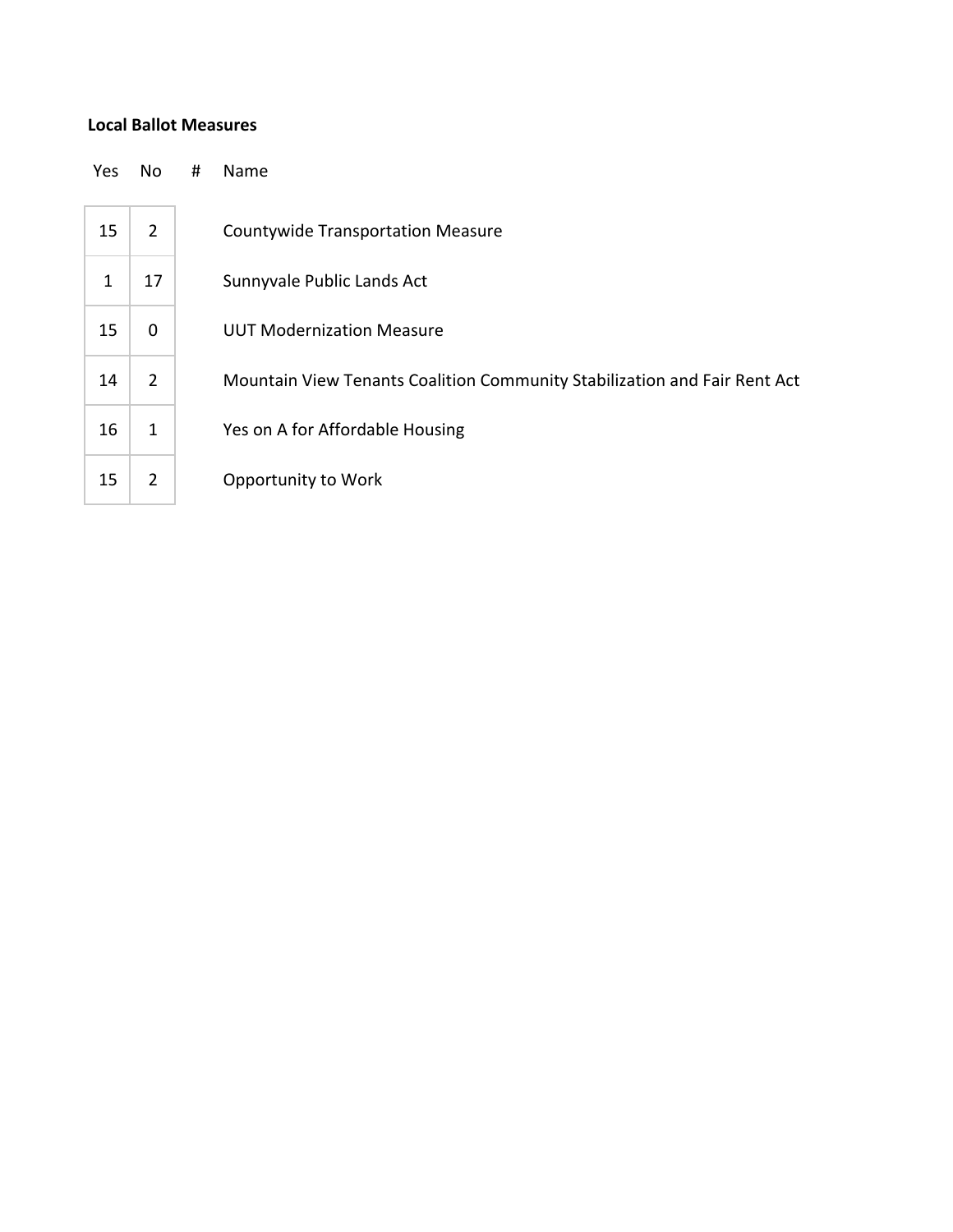**Local Ballot Measures**

| Yes | No | # | Name |
|---|---|---|---|
| 15 | 2 | | Countywide Transportation Measure |
| 1 | 17 | | Sunnyvale Public Lands Act |
| 15 | 0 | | UUT Modernization Measure |
| 14 | 2 | | Mountain View Tenants Coalition Community Stabilization and Fair Rent Act |
| 16 | 1 | | Yes on A for Affordable Housing |
| 15 | 2 | | Opportunity to Work |